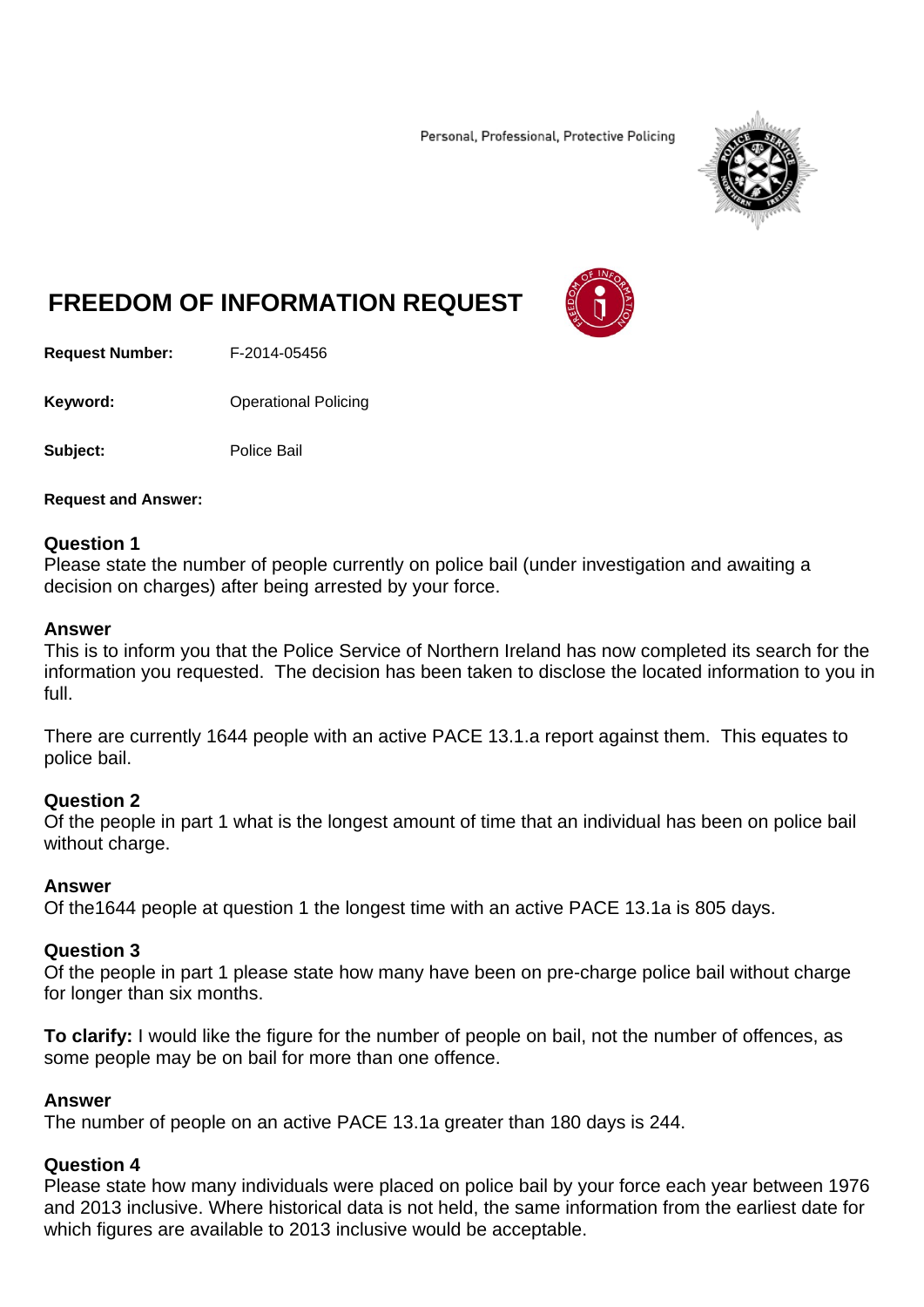Personal, Professional, Protective Policing

# FREEDOM OF INFORMATION REQUEST

**Request Number:** F-2014-05456

**Keyword:** Operational Policing

**Subject:** Police Bail

**Request and Answer:**

**Question 1**
Please state the number of people currently on police bail (under investigation and awaiting a decision on charges) after being arrested by your force.

**Answer**
This is to inform you that the Police Service of Northern Ireland has now completed its search for the information you requested. The decision has been taken to disclose the located information to you in full.

There are currently 1644 people with an active PACE 13.1.a report against them. This equates to police bail.

**Question 2**
Of the people in part 1 what is the longest amount of time that an individual has been on police bail without charge.

**Answer**
Of the1644 people at question 1 the longest time with an active PACE 13.1a is 805 days.

**Question 3**
Of the people in part 1 please state how many have been on pre-charge police bail without charge for longer than six months.

**To clarify:** I would like the figure for the number of people on bail, not the number of offences, as some people may be on bail for more than one offence.

**Answer**
The number of people on an active PACE 13.1a greater than 180 days is 244.

**Question 4**
Please state how many individuals were placed on police bail by your force each year between 1976 and 2013 inclusive. Where historical data is not held, the same information from the earliest date for which figures are available to 2013 inclusive would be acceptable.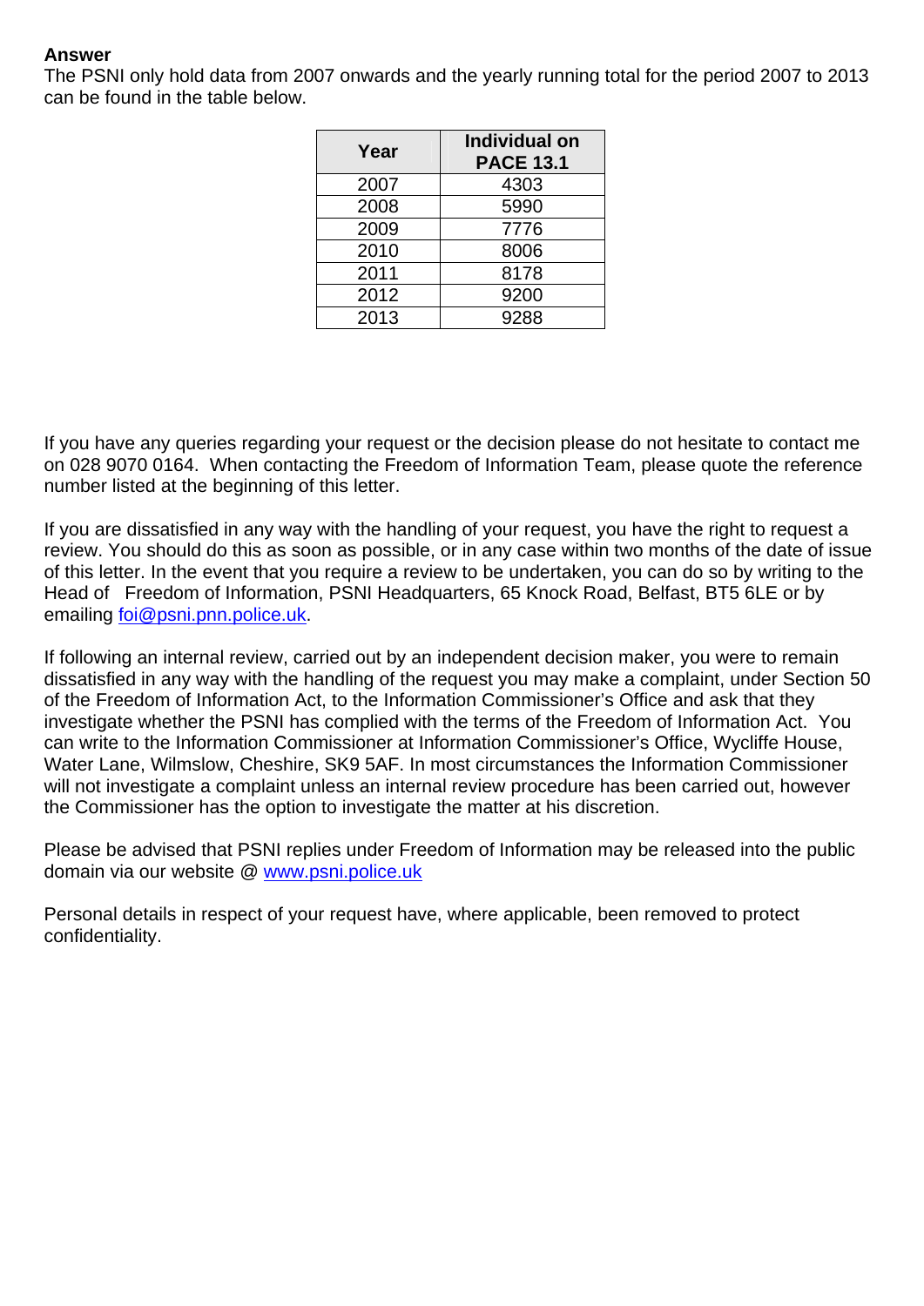**Answer**

The PSNI only hold data from 2007 onwards and the yearly running total for the period 2007 to 2013 can be found in the table below.

| Year | Individual on PACE 13.1 |
|---|---|
| 2007 | 4303 |
| 2008 | 5990 |
| 2009 | 7776 |
| 2010 | 8006 |
| 2011 | 8178 |
| 2012 | 9200 |
| 2013 | 9288 |

If you have any queries regarding your request or the decision please do not hesitate to contact me on 028 9070 0164. When contacting the Freedom of Information Team, please quote the reference number listed at the beginning of this letter.

If you are dissatisfied in any way with the handling of your request, you have the right to request a review. You should do this as soon as possible, or in any case within two months of the date of issue of this letter. In the event that you require a review to be undertaken, you can do so by writing to the Head of Freedom of Information, PSNI Headquarters, 65 Knock Road, Belfast, BT5 6LE or by emailing foi@psni.pnn.police.uk.

If following an internal review, carried out by an independent decision maker, you were to remain dissatisfied in any way with the handling of the request you may make a complaint, under Section 50 of the Freedom of Information Act, to the Information Commissioner's Office and ask that they investigate whether the PSNI has complied with the terms of the Freedom of Information Act. You can write to the Information Commissioner at Information Commissioner's Office, Wycliffe House, Water Lane, Wilmslow, Cheshire, SK9 5AF. In most circumstances the Information Commissioner will not investigate a complaint unless an internal review procedure has been carried out, however the Commissioner has the option to investigate the matter at his discretion.

Please be advised that PSNI replies under Freedom of Information may be released into the public domain via our website @ www.psni.police.uk

Personal details in respect of your request have, where applicable, been removed to protect confidentiality.